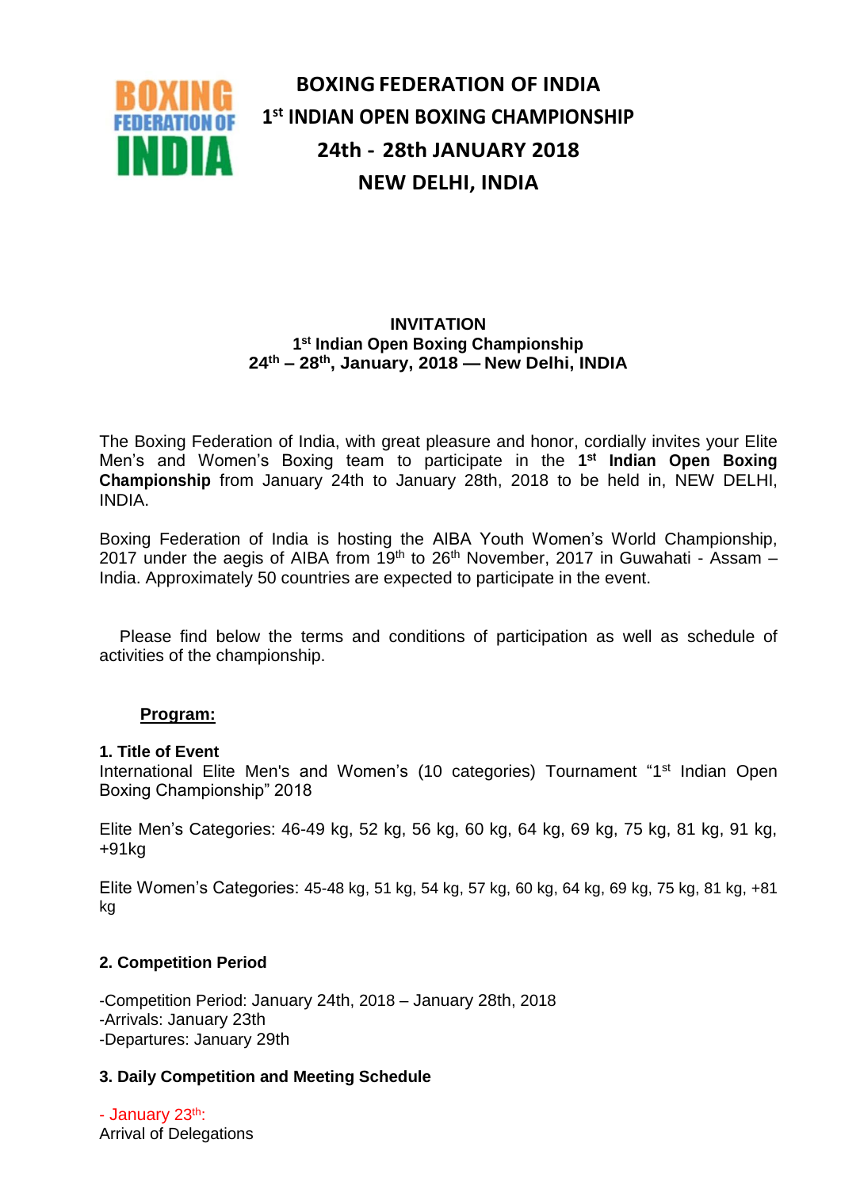# BOXING FEDERATION OF INDIA
# 1st INDIAN OPEN BOXING CHAMPIONSHIP
# 24th - 28th JANUARY 2018
# NEW DELHI, INDIA

**INVITATION**
**1st Indian Open Boxing Championship**
**24th – 28th, January, 2018 — New Delhi, INDIA**

The Boxing Federation of India, with great pleasure and honor, cordially invites your Elite Men's and Women's Boxing team to participate in the **1st Indian Open Boxing Championship** from January 24th to January 28th, 2018 to be held in, NEW DELHI, INDIA.

Boxing Federation of India is hosting the AIBA Youth Women's World Championship, 2017 under the aegis of AIBA from 19th to 26th November, 2017 in Guwahati - Assam – India. Approximately 50 countries are expected to participate in the event.

Please find below the terms and conditions of participation as well as schedule of activities of the championship.

**Program:**

**1. Title of Event**
International Elite Men's and Women's (10 categories) Tournament "1st Indian Open Boxing Championship" 2018

Elite Men's Categories: 46-49 kg, 52 kg, 56 kg, 60 kg, 64 kg, 69 kg, 75 kg, 81 kg, 91 kg, +91kg

Elite Women's Categories: 45-48 kg, 51 kg, 54 kg, 57 kg, 60 kg, 64 kg, 69 kg, 75 kg, 81 kg, +81 kg

**2. Competition Period**

-Competition Period: January 24th, 2018 – January 28th, 2018
-Arrivals: January 23th
-Departures: January 29th

**3. Daily Competition and Meeting Schedule**

- January 23th:
Arrival of Delegations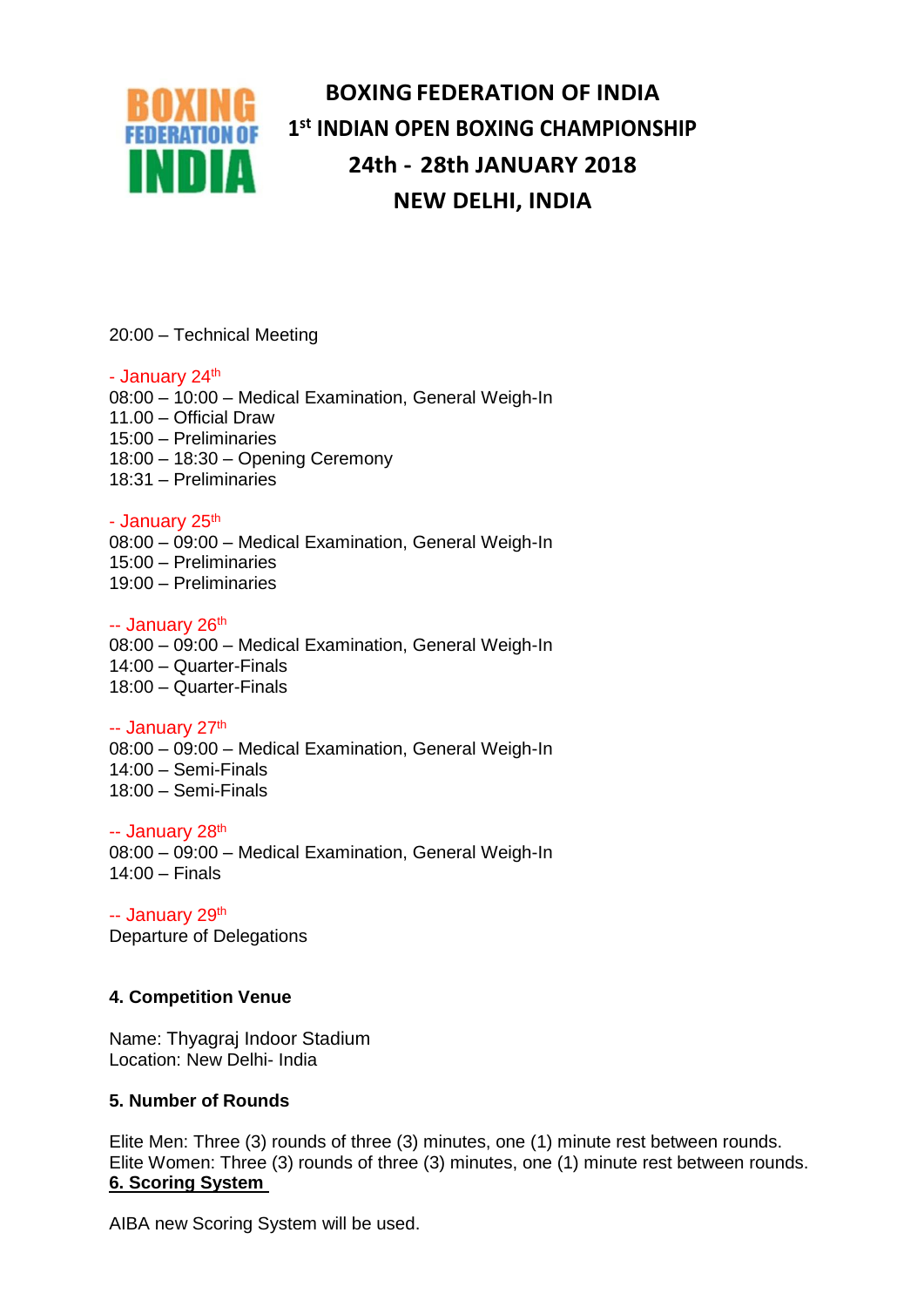**BOXING FEDERATION OF INDIA**
**1st INDIAN OPEN BOXING CHAMPIONSHIP**
**24th - 28th JANUARY 2018**
**NEW DELHI, INDIA**

20:00 – Technical Meeting

- January 24th
08:00 – 10:00 – Medical Examination, General Weigh-In
11.00 – Official Draw
15:00 – Preliminaries
18:00 – 18:30 – Opening Ceremony
18:31 – Preliminaries

- January 25th
08:00 – 09:00 – Medical Examination, General Weigh-In
15:00 – Preliminaries
19:00 – Preliminaries

-- January 26th
08:00 – 09:00 – Medical Examination, General Weigh-In
14:00 – Quarter-Finals
18:00 – Quarter-Finals

-- January 27th
08:00 – 09:00 – Medical Examination, General Weigh-In
14:00 – Semi-Finals
18:00 – Semi-Finals

-- January 28th
08:00 – 09:00 – Medical Examination, General Weigh-In
14:00 – Finals

-- January 29th
Departure of Delegations

**4. Competition Venue**

Name: Thyagraj Indoor Stadium
Location: New Delhi- India

**5. Number of Rounds**

Elite Men: Three (3) rounds of three (3) minutes, one (1) minute rest between rounds.
Elite Women: Three (3) rounds of three (3) minutes, one (1) minute rest between rounds.

**6. Scoring System**

AIBA new Scoring System will be used.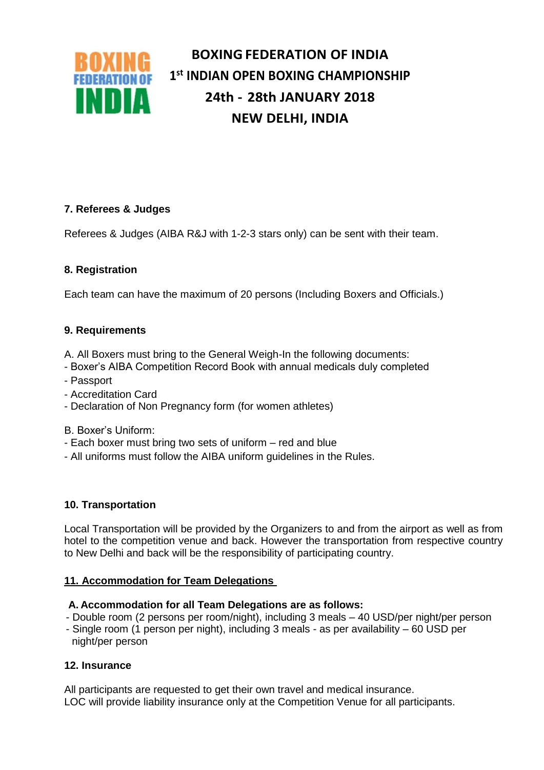# BOXING FEDERATION OF INDIA
## 1st INDIAN OPEN BOXING CHAMPIONSHIP
## 24th - 28th JANUARY 2018
## NEW DELHI, INDIA

### 7. Referees & Judges

Referees & Judges (AIBA R&J with 1-2-3 stars only) can be sent with their team.

### 8. Registration

Each team can have the maximum of 20 persons (Including Boxers and Officials.)

### 9. Requirements

A. All Boxers must bring to the General Weigh-In the following documents:
- Boxer's AIBA Competition Record Book with annual medicals duly completed
- Passport
- Accreditation Card
- Declaration of Non Pregnancy form (for women athletes)

B. Boxer's Uniform:
- Each boxer must bring two sets of uniform – red and blue
- All uniforms must follow the AIBA uniform guidelines in the Rules.

### 10. Transportation

Local Transportation will be provided by the Organizers to and from the airport as well as from hotel to the competition venue and back. However the transportation from respective country to New Delhi and back will be the responsibility of participating country.

### 11. Accommodation for Team Delegations

**A. Accommodation for all Team Delegations are as follows:**
- Double room (2 persons per room/night), including 3 meals – 40 USD/per night/per person
- Single room (1 person per night), including 3 meals - as per availability – 60 USD per night/per person

### 12. Insurance

All participants are requested to get their own travel and medical insurance.
LOC will provide liability insurance only at the Competition Venue for all participants.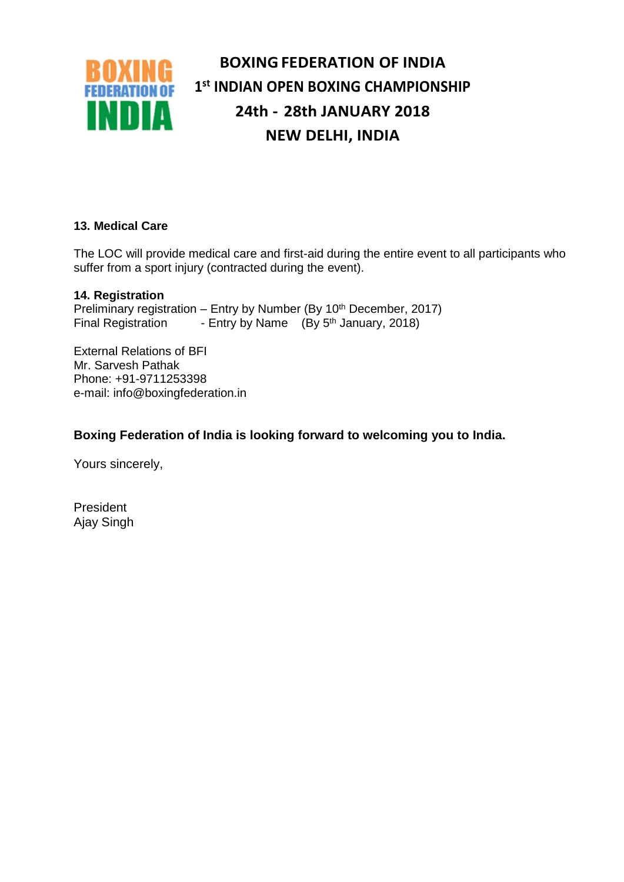**13. Medical Care**

The LOC will provide medical care and first-aid during the entire event to all participants who suffer from a sport injury (contracted during the event).

**14. Registration**

Preliminary registration – Entry by Number (By 10th December, 2017)
Final Registration - Entry by Name (By 5th January, 2018)

External Relations of BFI
Mr. Sarvesh Pathak
Phone: +91-9711253398
e-mail: info@boxingfederation.in

**Boxing Federation of India is looking forward to welcoming you to India.**

Yours sincerely,

President
Ajay Singh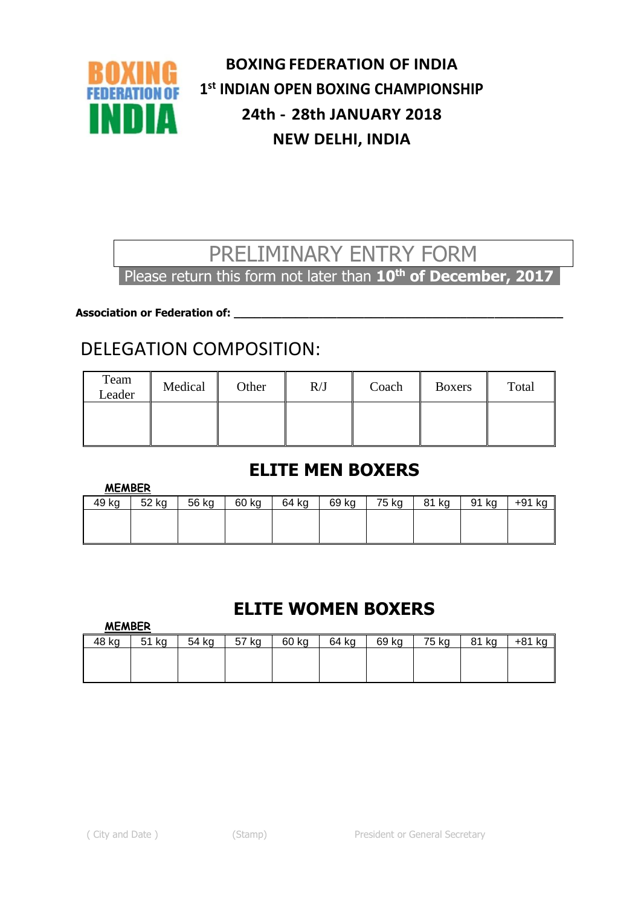# BOXING FEDERATION OF INDIA

## 1st INDIAN OPEN BOXING CHAMPIONSHIP

## 24th - 28th JANUARY 2018

## NEW DELHI, INDIA

# PRELIMINARY ENTRY FORM

Please return this form not later than **10th of December, 2017**

**Association or Federation of: ______________________________________________**

## DELEGATION COMPOSITION:

| Team Leader | Medical | Other | R/J | Coach | Boxers | Total |
|---|---|---|---|---|---|---|
| | | | | | | |

## ELITE MEN BOXERS

**MEMBER**

| 49 kg | 52 kg | 56 kg | 60 kg | 64 kg | 69 kg | 75 kg | 81 kg | 91 kg | +91 kg |
|---|---|---|---|---|---|---|---|---|---|
| | | | | | | | | | |

## ELITE WOMEN BOXERS

**MEMBER**

| 48 kg | 51 kg | 54 kg | 57 kg | 60 kg | 64 kg | 69 kg | 75 kg | 81 kg | +81 kg |
|---|---|---|---|---|---|---|---|---|---|
| | | | | | | | | | |

( City and Date ) (Stamp) President or General Secretary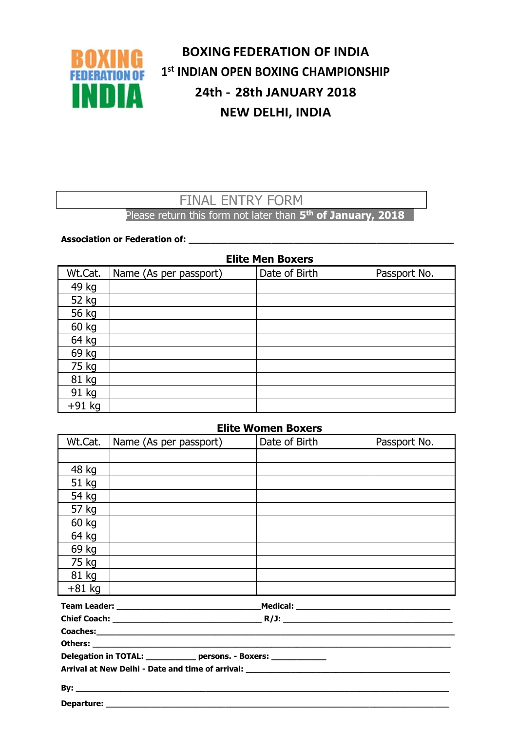# BOXING FEDERATION OF INDIA

## 1st INDIAN OPEN BOXING CHAMPIONSHIP

## 24th - 28th JANUARY 2018

## NEW DELHI, INDIA

## FINAL ENTRY FORM

Please return this form not later than **5th of January, 2018**

**Association or Federation of:** ______________________________

**Elite Men Boxers**

| Wt.Cat. | Name (As per passport) | Date of Birth | Passport No. |
|---|---|---|---|
| 49 kg | | | |
| 52 kg | | | |
| 56 kg | | | |
| 60 kg | | | |
| 64 kg | | | |
| 69 kg | | | |
| 75 kg | | | |
| 81 kg | | | |
| 91 kg | | | |
| +91 kg | | | |

**Elite Women Boxers**

| Wt.Cat. | Name (As per passport) | Date of Birth | Passport No. |
|---|---|---|---|
| | | | |
| 48 kg | | | |
| 51 kg | | | |
| 54 kg | | | |
| 57 kg | | | |
| 60 kg | | | |
| 64 kg | | | |
| 69 kg | | | |
| 75 kg | | | |
| 81 kg | | | |
| +81 kg | | | |

**Team Leader:** ______________________________ **Medical:** ______________________________

**Chief Coach:** ______________________________ **R/J:** ______________________________

**Coaches:** ______________________________

**Others:** ______________________________

**Delegation in TOTAL:** ___________ **persons. - Boxers:** ____________

**Arrival at New Delhi - Date and time of arrival:** ______________________________

**By:** ______________________________

**Departure:** ______________________________